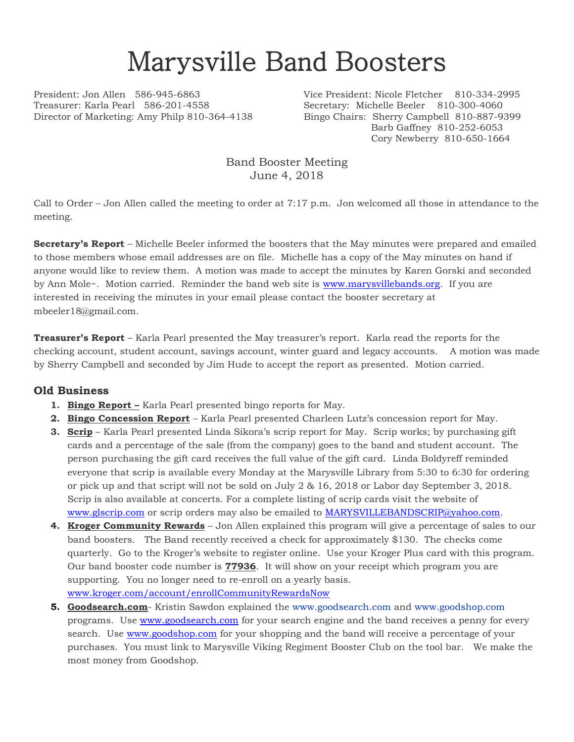# Marysville Band Boosters

President: Jon Allen 586-945-6863
Vice President: Nicole Fletcher 810-334-2995
Treasurer: Karla Pearl 586-201-4558
Secretary: Michelle Beeler 810-300-4060
Director of Marketing: Amy Philp 810-364-4138
Bingo Chairs: Sherry Campbell 810-887-9399
Barb Gaffney 810-252-6053
Cory Newberry 810-650-1664

Band Booster Meeting
June 4, 2018

Call to Order – Jon Allen called the meeting to order at 7:17 p.m. Jon welcomed all those in attendance to the meeting.

**Secretary's Report** – Michelle Beeler informed the boosters that the May minutes were prepared and emailed to those members whose email addresses are on file. Michelle has a copy of the May minutes on hand if anyone would like to review them. A motion was made to accept the minutes by Karen Gorski and seconded by Ann Mole~. Motion carried. Reminder the band web site is www.marysvillebands.org. If you are interested in receiving the minutes in your email please contact the booster secretary at mbeeler18@gmail.com.

**Treasurer's Report** – Karla Pearl presented the May treasurer's report. Karla read the reports for the checking account, student account, savings account, winter guard and legacy accounts. A motion was made by Sherry Campbell and seconded by Jim Hude to accept the report as presented. Motion carried.

## Old Business

1. **Bingo Report –** Karla Pearl presented bingo reports for May.
2. **Bingo Concession Report** – Karla Pearl presented Charleen Lutz's concession report for May.
3. **Scrip** – Karla Pearl presented Linda Sikora's scrip report for May. Scrip works; by purchasing gift cards and a percentage of the sale (from the company) goes to the band and student account. The person purchasing the gift card receives the full value of the gift card. Linda Boldyreff reminded everyone that scrip is available every Monday at the Marysville Library from 5:30 to 6:30 for ordering or pick up and that script will not be sold on July 2 & 16, 2018 or Labor day September 3, 2018. Scrip is also available at concerts. For a complete listing of scrip cards visit the website of www.glscrip.com or scrip orders may also be emailed to MARYSVILLEBANDSCRIP@yahoo.com.
4. **Kroger Community Rewards** – Jon Allen explained this program will give a percentage of sales to our band boosters. The Band recently received a check for approximately $130. The checks come quarterly. Go to the Kroger's website to register online. Use your Kroger Plus card with this program. Our band booster code number is **77936**. It will show on your receipt which program you are supporting. You no longer need to re-enroll on a yearly basis. www.kroger.com/account/enrollCommunityRewardsNow
5. **Goodsearch.com**- Kristin Sawdon explained the www.goodsearch.com and www.goodshop.com programs. Use www.goodsearch.com for your search engine and the band receives a penny for every search. Use www.goodshop.com for your shopping and the band will receive a percentage of your purchases. You must link to Marysville Viking Regiment Booster Club on the tool bar. We make the most money from Goodshop.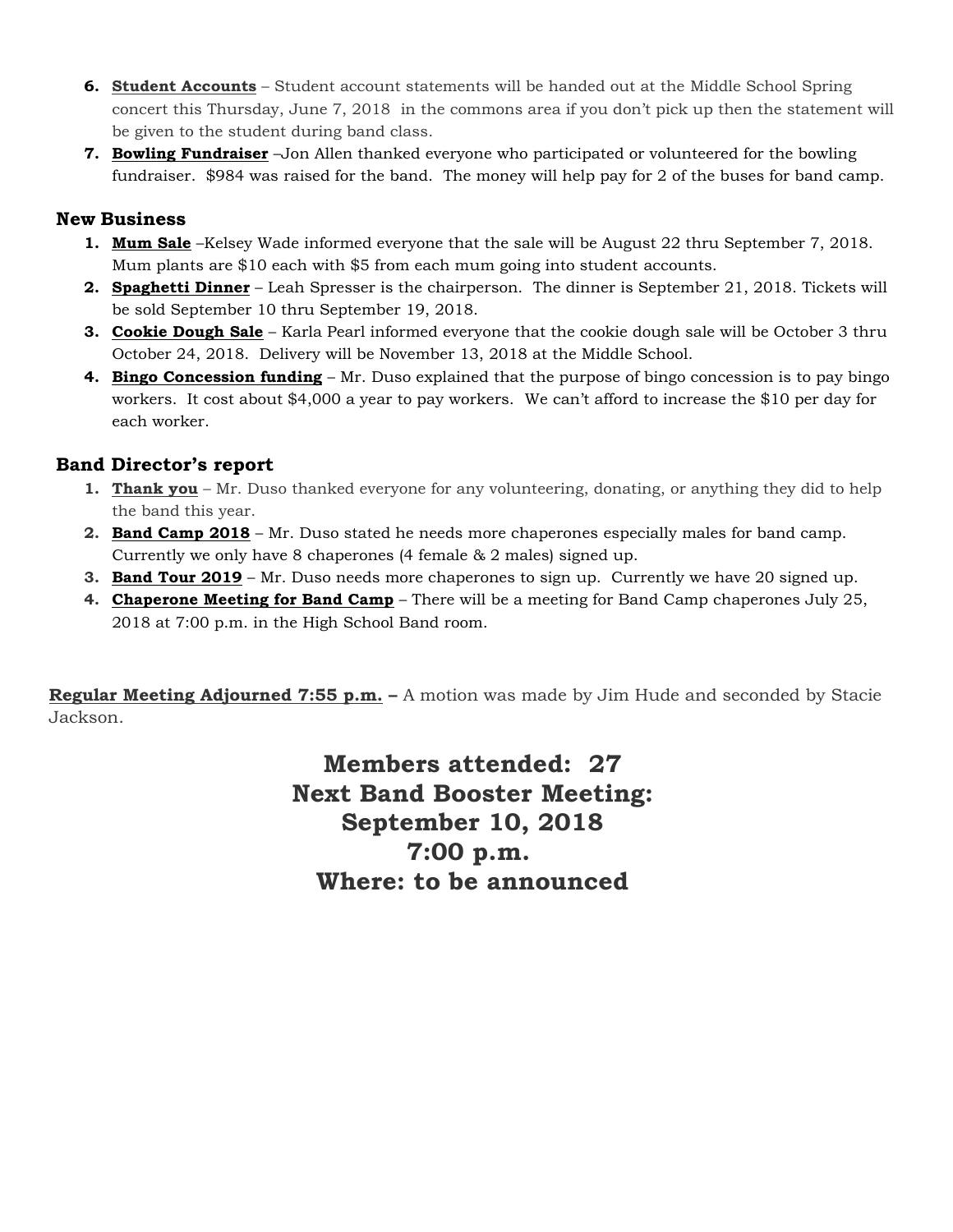6. **Student Accounts** – Student account statements will be handed out at the Middle School Spring concert this Thursday, June 7, 2018 in the commons area if you don't pick up then the statement will be given to the student during band class.
7. **Bowling Fundraiser** –Jon Allen thanked everyone who participated or volunteered for the bowling fundraiser. $984 was raised for the band. The money will help pay for 2 of the buses for band camp.

### New Business

1. **Mum Sale** –Kelsey Wade informed everyone that the sale will be August 22 thru September 7, 2018. Mum plants are $10 each with $5 from each mum going into student accounts.
2. **Spaghetti Dinner** – Leah Spresser is the chairperson. The dinner is September 21, 2018. Tickets will be sold September 10 thru September 19, 2018.
3. **Cookie Dough Sale** – Karla Pearl informed everyone that the cookie dough sale will be October 3 thru October 24, 2018. Delivery will be November 13, 2018 at the Middle School.
4. **Bingo Concession funding** – Mr. Duso explained that the purpose of bingo concession is to pay bingo workers. It cost about $4,000 a year to pay workers. We can't afford to increase the $10 per day for each worker.

### Band Director's report

1. **Thank you** – Mr. Duso thanked everyone for any volunteering, donating, or anything they did to help the band this year.
2. **Band Camp 2018** – Mr. Duso stated he needs more chaperones especially males for band camp. Currently we only have 8 chaperones (4 female & 2 males) signed up.
3. **Band Tour 2019** – Mr. Duso needs more chaperones to sign up. Currently we have 20 signed up.
4. **Chaperone Meeting for Band Camp** – There will be a meeting for Band Camp chaperones July 25, 2018 at 7:00 p.m. in the High School Band room.

**Regular Meeting Adjourned 7:55 p.m. –** A motion was made by Jim Hude and seconded by Stacie Jackson.

**Members attended: 27**
**Next Band Booster Meeting:**
**September 10, 2018**
**7:00 p.m.**
**Where: to be announced**